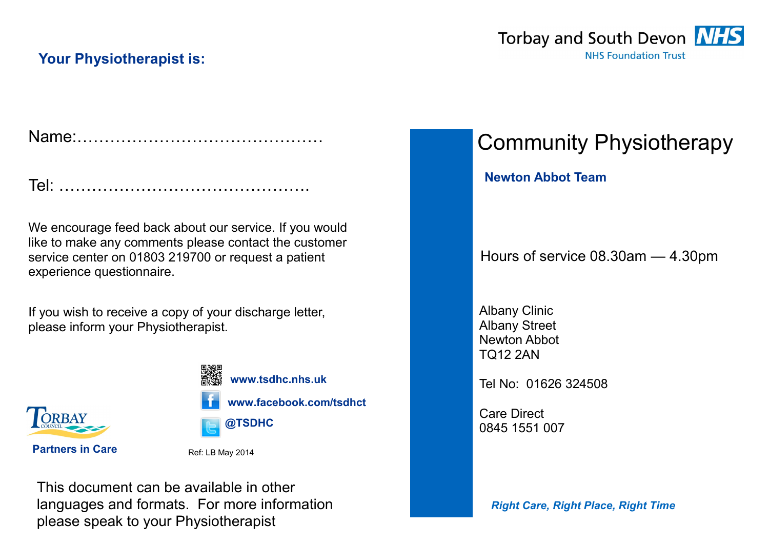**Your Physiotherapist is:**

Name:………………………………………

Tel: ………………………………………

We encourage feed back about our service. If you would like to make any comments please contact the customer service center on 01803 219700 or request a patient experience questionnaire.

If you wish to receive a copy of your discharge letter, please inform your Physiotherapist.

**www.tsdhc.nhs.uk**

**www.facebook.com/tsdhct**

**@TSDHC**

TORBAY COUNCIL

**Partners in Care**

Ref: LB May 2014

This document can be available in other languages and formats. For more information please speak to your Physiotherapist

Torbay and South Devon NHS

NHS Foundation Trust

# Community Physiotherapy

**Newton Abbot Team**

Hours of service 08.30am — 4.30pm

Albany Clinic
Albany Street
Newton Abbot
TQ12 2AN

Tel No: 01626 324508

Care Direct
0845 1551 007

***Right Care, Right Place, Right Time***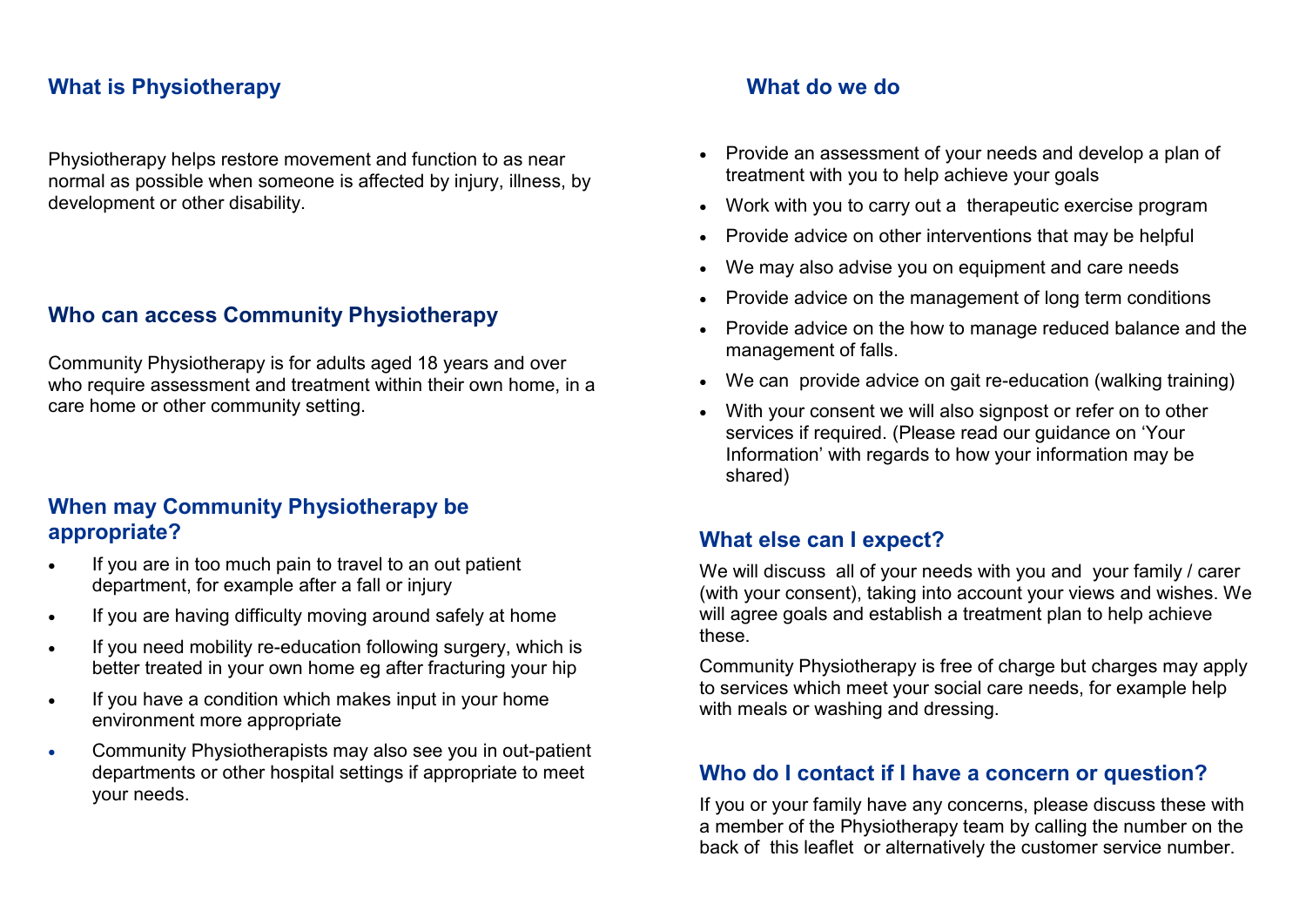## What is Physiotherapy

Physiotherapy helps restore movement and function to as near normal as possible when someone is affected by injury, illness, by development or other disability.

## Who can access Community Physiotherapy

Community Physiotherapy is for adults aged 18 years and over who require assessment and treatment within their own home, in a care home or other community setting.

## When may Community Physiotherapy be appropriate?

- If you are in too much pain to travel to an out patient department, for example after a fall or injury
- If you are having difficulty moving around safely at home
- If you need mobility re-education following surgery, which is better treated in your own home eg after fracturing your hip
- If you have a condition which makes input in your home environment more appropriate
- Community Physiotherapists may also see you in out-patient departments or other hospital settings if appropriate to meet your needs.

## What do we do

- Provide an assessment of your needs and develop a plan of treatment with you to help achieve your goals
- Work with you to carry out a therapeutic exercise program
- Provide advice on other interventions that may be helpful
- We may also advise you on equipment and care needs
- Provide advice on the management of long term conditions
- Provide advice on the how to manage reduced balance and the management of falls.
- We can provide advice on gait re-education (walking training)
- With your consent we will also signpost or refer on to other services if required. (Please read our guidance on 'Your Information' with regards to how your information may be shared)

## What else can I expect?

We will discuss all of your needs with you and your family / carer (with your consent), taking into account your views and wishes. We will agree goals and establish a treatment plan to help achieve these.

Community Physiotherapy is free of charge but charges may apply to services which meet your social care needs, for example help with meals or washing and dressing.

## Who do I contact if I have a concern or question?

If you or your family have any concerns, please discuss these with a member of the Physiotherapy team by calling the number on the back of this leaflet or alternatively the customer service number.